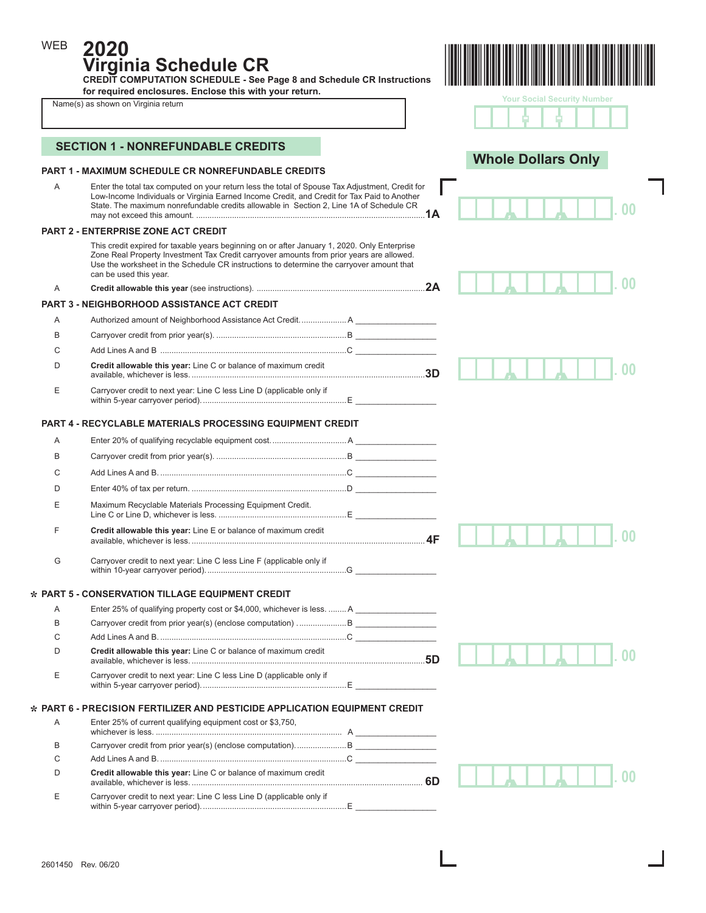WEB **2020**

# Virginia Schedule CR

**CREDIT COMPUTATION SCHEDULE - See Page 8 and Schedule CR Instructions for required enclosures. Enclose this with your return.**

Name(s) as shown on Virginia return

Your Social Security Number

**Whole Dollars Only**

## SECTION 1 - NONREFUNDABLE CREDITS

### PART 1 - MAXIMUM SCHEDULE CR NONREFUNDABLE CREDITS

A Enter the total tax computed on your return less the total of Spouse Tax Adjustment, Credit for Low-Income Individuals or Virginia Earned Income Credit, and Credit for Tax Paid to Another State. The maximum nonrefundable credits allowable in Section 2, Line 1A of Schedule CR may not exceed this amount. .......... **1A** .00

### PART 2 - ENTERPRISE ZONE ACT CREDIT

This credit expired for taxable years beginning on or after January 1, 2020. Only Enterprise Zone Real Property Investment Tax Credit carryover amounts from prior years are allowed. Use the worksheet in the Schedule CR instructions to determine the carryover amount that can be used this year.

A **Credit allowable this year** (see instructions). .......... **2A** .00

### PART 3 - NEIGHBORHOOD ASSISTANCE ACT CREDIT

A Authorized amount of Neighborhood Assistance Act Credit. .......... A ________

B Carryover credit from prior year(s). .......... B ________

C Add Lines A and B .......... C ________

D **Credit allowable this year:** Line C or balance of maximum credit available, whichever is less. .......... **3D** .00

E Carryover credit to next year: Line C less Line D (applicable only if within 5-year carryover period). .......... E ________

### PART 4 - RECYCLABLE MATERIALS PROCESSING EQUIPMENT CREDIT

A Enter 20% of qualifying recyclable equipment cost. .......... A ________

B Carryover credit from prior year(s). .......... B ________

C Add Lines A and B. .......... C ________

D Enter 40% of tax per return. .......... D ________

E Maximum Recyclable Materials Processing Equipment Credit. Line C or Line D, whichever is less. .......... E ________

F **Credit allowable this year:** Line E or balance of maximum credit available, whichever is less. .......... **4F** .00

G Carryover credit to next year: Line C less Line F (applicable only if within 10-year carryover period). .......... G ________

### * PART 5 - CONSERVATION TILLAGE EQUIPMENT CREDIT

A Enter 25% of qualifying property cost or $4,000, whichever is less. .......... A ________

B Carryover credit from prior year(s) (enclose computation) .......... B ________

C Add Lines A and B. .......... C ________

D **Credit allowable this year:** Line C or balance of maximum credit available, whichever is less. .......... **5D** .00

E Carryover credit to next year: Line C less Line D (applicable only if within 5-year carryover period). .......... E ________

### * PART 6 - PRECISION FERTILIZER AND PESTICIDE APPLICATION EQUIPMENT CREDIT

A Enter 25% of current qualifying equipment cost or $3,750, whichever is less. .......... A ________

B Carryover credit from prior year(s) (enclose computation). .......... B ________

C Add Lines A and B. .......... C ________

D **Credit allowable this year:** Line C or balance of maximum credit available, whichever is less. .......... **6D** .00

E Carryover credit to next year: Line C less Line D (applicable only if within 5-year carryover period). .......... E ________

2601450 Rev. 06/20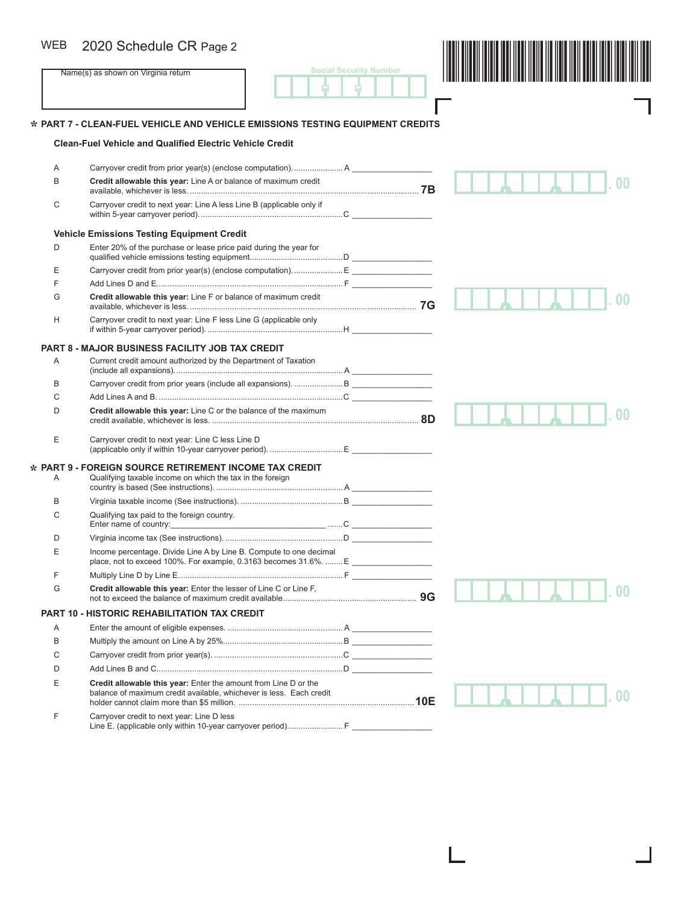WEB 2020 Schedule CR Page 2

Name(s) as shown on Virginia return

Social Security Number

## ✲ PART 7 - CLEAN-FUEL VEHICLE AND VEHICLE EMISSIONS TESTING EQUIPMENT CREDITS

### Clean-Fuel Vehicle and Qualified Electric Vehicle Credit

A Carryover credit from prior year(s) (enclose computation). ...................... A _______________

B **Credit allowable this year:** Line A or balance of maximum credit available, whichever is less. ..................... **7B** .00

C Carryover credit to next year: Line A less Line B (applicable only if within 5-year carryover period). ..................... C _______________

### Vehicle Emissions Testing Equipment Credit

D Enter 20% of the purchase or lease price paid during the year for qualified vehicle emissions testing equipment..................... D _______________

E Carryover credit from prior year(s) (enclose computation). ...................... E _______________

F Add Lines D and E..................... F _______________

G **Credit allowable this year:** Line F or balance of maximum credit available, whichever is less. ..................... **7G** .00

H Carryover credit to next year: Line F less Line G (applicable only if within 5-year carryover period). ..................... H _______________

## PART 8 - MAJOR BUSINESS FACILITY JOB TAX CREDIT

A Current credit amount authorized by the Department of Taxation (include all expansions). ..................... A _______________

B Carryover credit from prior years (include all expansions). ..................... B _______________

C Add Lines A and B. ..................... C _______________

D **Credit allowable this year:** Line C or the balance of the maximum credit available, whichever is less. ..................... **8D** .00

E Carryover credit to next year: Line C less Line D (applicable only if within 10-year carryover period). ..................... E _______________

## ✲ PART 9 - FOREIGN SOURCE RETIREMENT INCOME TAX CREDIT

A Qualifying taxable income on which the tax in the foreign country is based (See instructions). ..................... A _______________

B Virginia taxable income (See instructions). ..................... B _______________

C Qualifying tax paid to the foreign country. Enter name of country:_______________ ....... C _______________

D Virginia income tax (See instructions). ..................... D _______________

E Income percentage. Divide Line A by Line B. Compute to one decimal place, not to exceed 100%. For example, 0.3163 becomes 31.6%. ........ E _______________

F Multiply Line D by Line E. ..................... F _______________

G **Credit allowable this year:** Enter the lesser of Line C or Line F, not to exceed the balance of maximum credit available. ..................... **9G** .00

## PART 10 - HISTORIC REHABILITATION TAX CREDIT

A Enter the amount of eligible expenses. ..................... A _______________

B Multiply the amount on Line A by 25%..................... B _______________

C Carryover credit from prior year(s). ..................... C _______________

D Add Lines B and C..................... D _______________

E **Credit allowable this year:** Enter the amount from Line D or the balance of maximum credit available, whichever is less. Each credit holder cannot claim more than $5 million. ..................... **10E** .00

F Carryover credit to next year: Line D less Line E. (applicable only within 10-year carryover period)..................... F _______________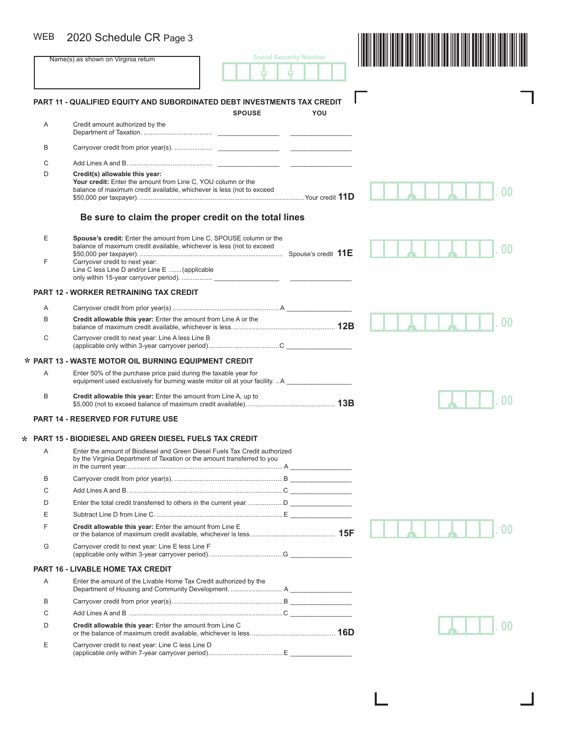WEB 2020 Schedule CR Page 3

Name(s) as shown on Virginia return

Social Security Number

## PART 11 - QUALIFIED EQUITY AND SUBORDINATED DEBT INVESTMENTS TAX CREDIT

| | | SPOUSE | YOU |
|---|---|---|---|
| A | Credit amount authorized by the Department of Taxation. | ________________ | ________________ |
| B | Carryover credit from prior year(s). | ________________ | ________________ |
| C | Add Lines A and B. | ________________ | ________________ |

D **Credit(s) allowable this year:**
**Your credit:** Enter the amount from Line C, YOU column or the balance of maximum credit available, whichever is less (not to exceed $50,000 per taxpayer). ....Your credit **11D** .00

**Be sure to claim the proper credit on the total lines**

E **Spouse's credit:** Enter the amount from Line C, SPOUSE column or the balance of maximum credit available, whichever is less (not to exceed $50,000 per taxpayer). .... Spouse's credit **11E** .00

F Carryover credit to next year: Line C less Line D and/or Line E .......(applicable only within 15-year carryover period). ________________ ________________

## PART 12 - WORKER RETRAINING TAX CREDIT

A Carryover credit from prior year(s) ....A ________________

B **Credit allowable this year:** Enter the amount from Line A or the balance of maximum credit available, whichever is less. .... **12B** .00

C Carryover credit to next year: Line A less Line B (applicable only within 3-year carryover period). ....C ________________

## * PART 13 - WASTE MOTOR OIL BURNING EQUIPMENT CREDIT

A Enter 50% of the purchase price paid during the taxable year for equipment used exclusively for burning waste motor oil at your facility. .. A ________________

B **Credit allowable this year:** Enter the amount from Line A, up to $5,000 (not to exceed balance of maximum credit available). .... **13B** .00

## PART 14 - RESERVED FOR FUTURE USE

## * PART 15 - BIODIESEL AND GREEN DIESEL FUELS TAX CREDIT

A Enter the amount of Biodiesel and Green Diesel Fuels Tax Credit authorized by the Virginia Department of Taxation or the amount transferred to you in the current year. ....A ________________

B Carryover credit from prior year(s). ....B ________________

C Add Lines A and B. ....C ________________

D Enter the total credit transferred to others in the current year. ....D ________________

E Subtract Line D from Line C. ....E ________________

F **Credit allowable this year:** Enter the amount from Line E or the balance of maximum credit available, whichever is less. .... **15F** .00

G Carryover credit to next year: Line E less Line F (applicable only within 3-year carryover period). ....G ________________

## PART 16 - LIVABLE HOME TAX CREDIT

A Enter the amount of the Livable Home Tax Credit authorized by the Department of Housing and Community Development. ....A ________________

B Carryover credit from prior year(s). ....B ________________

C Add Lines A and B ....C ________________

D **Credit allowable this year:** Enter the amount from Line C or the balance of maximum credit available, whichever is less. .... **16D** .00

E Carryover credit to next year: Line C less Line D (applicable only within 7-year carryover period). ....E ________________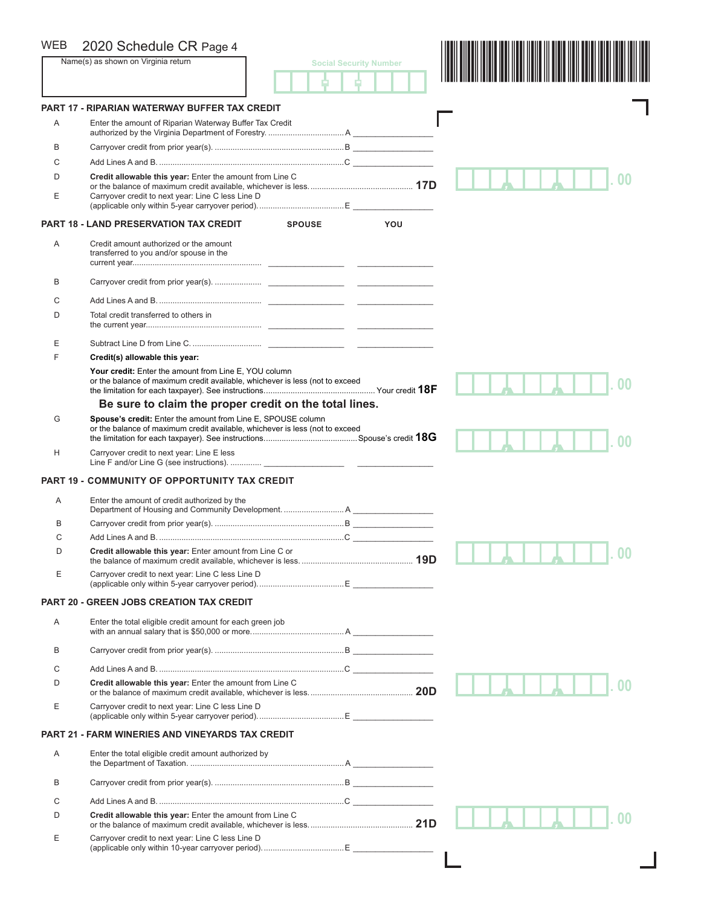WEB 2020 Schedule CR Page 4

Name(s) as shown on Virginia return

Social Security Number

## PART 17 - RIPARIAN WATERWAY BUFFER TAX CREDIT

| | | | |
|---|---|---|---|
| A | Enter the amount of Riparian Waterway Buffer Tax Credit authorized by the Virginia Department of Forestry. | A | |
| B | Carryover credit from prior year(s). | B | |
| C | Add Lines A and B. | C | |
| D | **Credit allowable this year:** Enter the amount from Line C or the balance of maximum credit available, whichever is less. | **17D** | .00 |
| E | Carryover credit to next year: Line C less Line D (applicable only within 5-year carryover period). | E | |

## PART 18 - LAND PRESERVATION TAX CREDIT

| | | SPOUSE | YOU |
|---|---|---|---|
| A | Credit amount authorized or the amount transferred to you and/or spouse in the current year. | | |
| B | Carryover credit from prior year(s). | | |
| C | Add Lines A and B. | | |
| D | Total credit transferred to others in the current year. | | |
| E | Subtract Line D from Line C. | | |

F **Credit(s) allowable this year:**

**Your credit:** Enter the amount from Line E, YOU column or the balance of maximum credit available, whichever is less (not to exceed the limitation for each taxpayer). See instructions. Your credit **18F** .00

**Be sure to claim the proper credit on the total lines.**

G **Spouse's credit:** Enter the amount from Line E, SPOUSE column or the balance of maximum credit available, whichever is less (not to exceed the limitation for each taxpayer). See instructions. Spouse's credit **18G** .00

H Carryover credit to next year: Line E less Line F and/or Line G (see instructions). ________ ________

## PART 19 - COMMUNITY OF OPPORTUNITY TAX CREDIT

| | | | |
|---|---|---|---|
| A | Enter the amount of credit authorized by the Department of Housing and Community Development. | A | |
| B | Carryover credit from prior year(s). | B | |
| C | Add Lines A and B. | C | |
| D | **Credit allowable this year:** Enter amount from Line C or the balance of maximum credit available, whichever is less. | **19D** | .00 |
| E | Carryover credit to next year: Line C less Line D (applicable only within 5-year carryover period). | E | |

## PART 20 - GREEN JOBS CREATION TAX CREDIT

| | | | |
|---|---|---|---|
| A | Enter the total eligible credit amount for each green job with an annual salary that is $50,000 or more. | A | |
| B | Carryover credit from prior year(s). | B | |
| C | Add Lines A and B. | C | |
| D | **Credit allowable this year:** Enter the amount from Line C or the balance of maximum credit available, whichever is less. | **20D** | .00 |
| E | Carryover credit to next year: Line C less Line D (applicable only within 5-year carryover period). | E | |

## PART 21 - FARM WINERIES AND VINEYARDS TAX CREDIT

| | | | |
|---|---|---|---|
| A | Enter the total eligible credit amount authorized by the Department of Taxation. | A | |
| B | Carryover credit from prior year(s). | B | |
| C | Add Lines A and B. | C | |
| D | **Credit allowable this year:** Enter the amount from Line C or the balance of maximum credit available, whichever is less. | **21D** | .00 |
| E | Carryover credit to next year: Line C less Line D (applicable only within 10-year carryover period). | E | |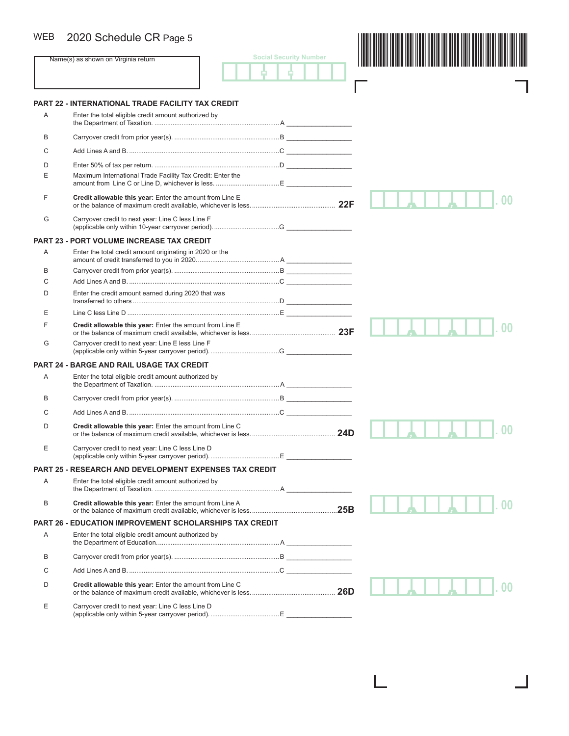WEB 2020 Schedule CR Page 5

Name(s) as shown on Virginia return

Social Security Number

## PART 22 - INTERNATIONAL TRADE FACILITY TAX CREDIT

| | | | |
|---|---|---|---|
| A | Enter the total eligible credit amount authorized by the Department of Taxation. | A | |
| B | Carryover credit from prior year(s). | B | |
| C | Add Lines A and B. | C | |
| D | Enter 50% of tax per return. | D | |
| E | Maximum International Trade Facility Tax Credit: Enter the amount from Line C or Line D, whichever is less. | E | |
| F | **Credit allowable this year:** Enter the amount from Line E or the balance of maximum credit available, whichever is less. | **22F** | .00 |
| G | Carryover credit to next year: Line C less Line F (applicable only within 10-year carryover period). | G | |

## PART 23 - PORT VOLUME INCREASE TAX CREDIT

| | | | |
|---|---|---|---|
| A | Enter the total credit amount originating in 2020 or the amount of credit transferred to you in 2020. | A | |
| B | Carryover credit from prior year(s). | B | |
| C | Add Lines A and B. | C | |
| D | Enter the credit amount earned during 2020 that was transferred to others | D | |
| E | Line C less Line D | E | |
| F | **Credit allowable this year:** Enter the amount from Line E or the balance of maximum credit available, whichever is less. | **23F** | .00 |
| G | Carryover credit to next year: Line E less Line F (applicable only within 5-year carryover period). | G | |

## PART 24 - BARGE AND RAIL USAGE TAX CREDIT

| | | | |
|---|---|---|---|
| A | Enter the total eligible credit amount authorized by the Department of Taxation. | A | |
| B | Carryover credit from prior year(s). | B | |
| C | Add Lines A and B. | C | |
| D | **Credit allowable this year:** Enter the amount from Line C or the balance of maximum credit available, whichever is less. | **24D** | .00 |
| E | Carryover credit to next year: Line C less Line D (applicable only within 5-year carryover period). | E | |

## PART 25 - RESEARCH AND DEVELOPMENT EXPENSES TAX CREDIT

| | | | |
|---|---|---|---|
| A | Enter the total eligible credit amount authorized by the Department of Taxation. | A | |
| B | **Credit allowable this year:** Enter the amount from Line A or the balance of maximum credit available, whichever is less. | **25B** | .00 |

## PART 26 - EDUCATION IMPROVEMENT SCHOLARSHIPS TAX CREDIT

| | | | |
|---|---|---|---|
| A | Enter the total eligible credit amount authorized by the Department of Education. | A | |
| B | Carryover credit from prior year(s). | B | |
| C | Add Lines A and B. | C | |
| D | **Credit allowable this year:** Enter the amount from Line C or the balance of maximum credit available, whichever is less. | **26D** | .00 |
| E | Carryover credit to next year: Line C less Line D (applicable only within 5-year carryover period). | E | |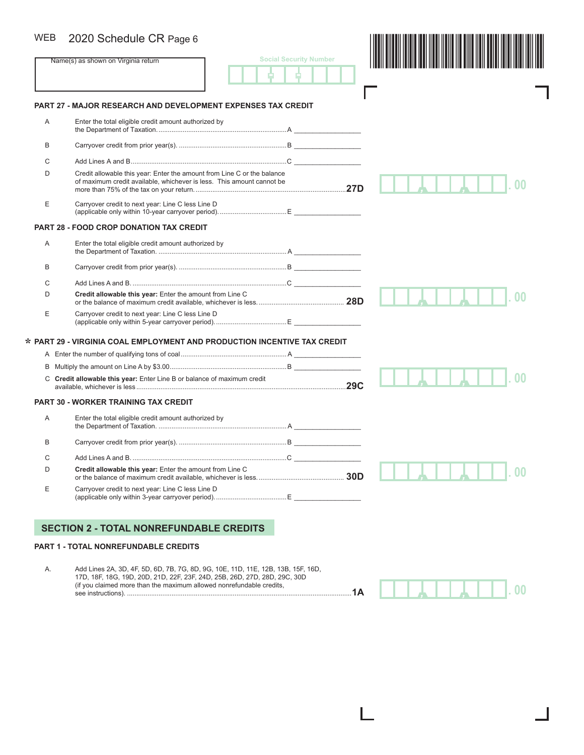WEB 2020 Schedule CR Page 6

Name(s) as shown on Virginia return

Social Security Number

### PART 27 - MAJOR RESEARCH AND DEVELOPMENT EXPENSES TAX CREDIT

A Enter the total eligible credit amount authorized by the Department of Taxation. .......... A ________

B Carryover credit from prior year(s). .......... B ________

C Add Lines A and B .......... C ________

D Credit allowable this year: Enter the amount from Line C or the balance of maximum credit available, whichever is less. This amount cannot be more than 75% of the tax on your return. .......... 27D ________ .00

E Carryover credit to next year: Line C less Line D (applicable only within 10-year carryover period). .......... E ________

### PART 28 - FOOD CROP DONATION TAX CREDIT

A Enter the total eligible credit amount authorized by the Department of Taxation. .......... A ________

B Carryover credit from prior year(s). .......... B ________

C Add Lines A and B. .......... C ________

D **Credit allowable this year:** Enter the amount from Line C or the balance of maximum credit available, whichever is less. .......... 28D ________ .00

E Carryover credit to next year: Line C less Line D (applicable only within 5-year carryover period). .......... E ________

### * PART 29 - VIRGINIA COAL EMPLOYMENT AND PRODUCTION INCENTIVE TAX CREDIT

A Enter the number of qualifying tons of coal .......... A ________

B Multiply the amount on Line A by $3.00 .......... B ________

C **Credit allowable this year:** Enter Line B or balance of maximum credit available, whichever is less .......... 29C ________ .00

### PART 30 - WORKER TRAINING TAX CREDIT

A Enter the total eligible credit amount authorized by the Department of Taxation. .......... A ________

B Carryover credit from prior year(s). .......... B ________

C Add Lines A and B. .......... C ________

D **Credit allowable this year:** Enter the amount from Line C or the balance of maximum credit available, whichever is less. .......... 30D ________ .00

E Carryover credit to next year: Line C less Line D (applicable only within 3-year carryover period). .......... E ________

## SECTION 2 - TOTAL NONREFUNDABLE CREDITS

### PART 1 - TOTAL NONREFUNDABLE CREDITS

A. Add Lines 2A, 3D, 4F, 5D, 6D, 7B, 7G, 8D, 9G, 10E, 11D, 11E, 12B, 13B, 15F, 16D, 17D, 18F, 18G, 19D, 20D, 21D, 22F, 23F, 24D, 25B, 26D, 27D, 28D, 29C, 30D (if you claimed more than the maximum allowed nonrefundable credits, see instructions). .......... 1A ________ .00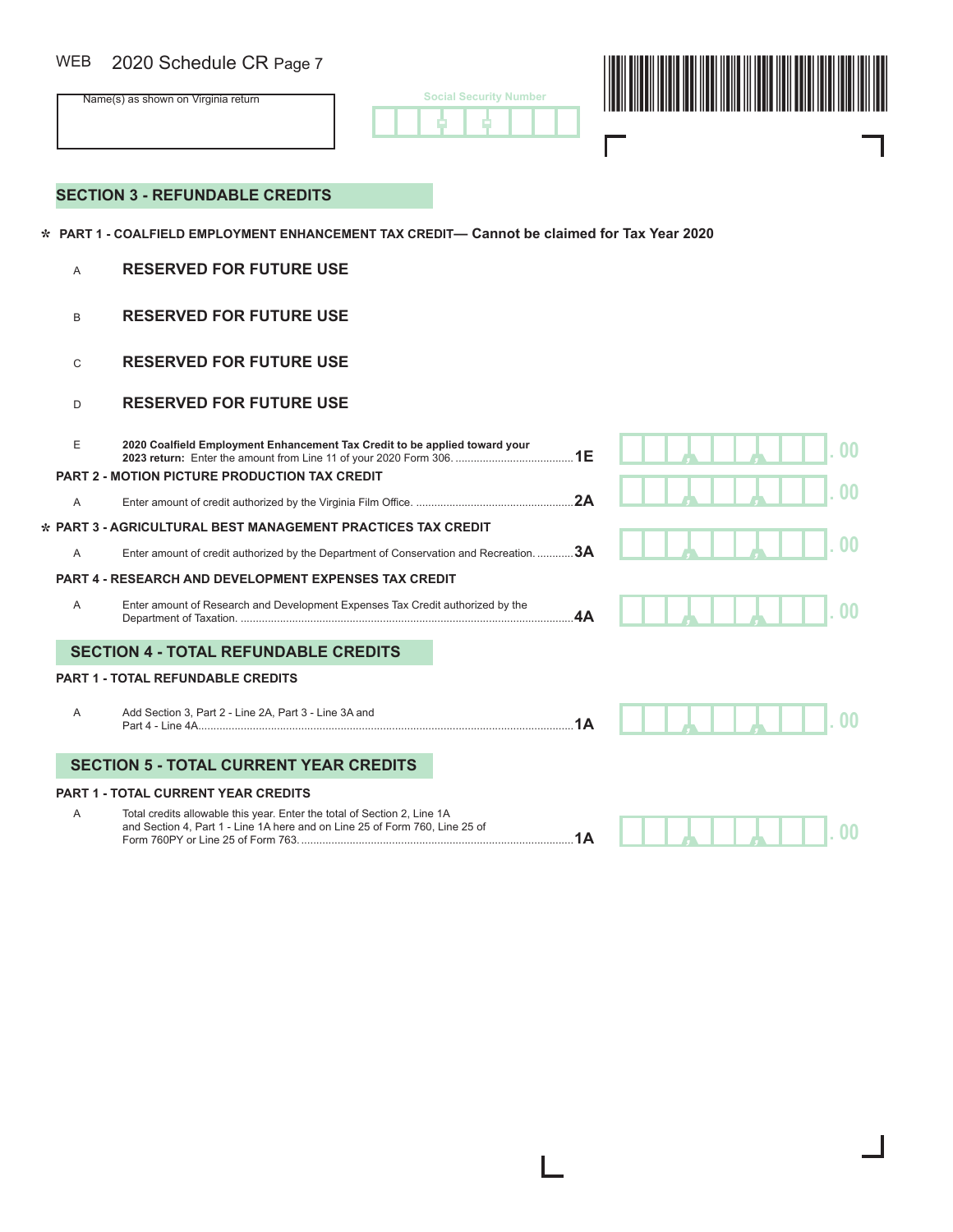WEB 2020 Schedule CR Page 7

Name(s) as shown on Virginia return

Social Security Number

## SECTION 3 - REFUNDABLE CREDITS

**\* PART 1 - COALFIELD EMPLOYMENT ENHANCEMENT TAX CREDIT— Cannot be claimed for Tax Year 2020**

A **RESERVED FOR FUTURE USE**

B **RESERVED FOR FUTURE USE**

C **RESERVED FOR FUTURE USE**

D **RESERVED FOR FUTURE USE**

E **2020 Coalfield Employment Enhancement Tax Credit to be applied toward your 2023 return:** Enter the amount from Line 11 of your 2020 Form 306. .......... **1E** .00

**PART 2 - MOTION PICTURE PRODUCTION TAX CREDIT**

A Enter amount of credit authorized by the Virginia Film Office. .......... **2A** .00

**\* PART 3 - AGRICULTURAL BEST MANAGEMENT PRACTICES TAX CREDIT**

A Enter amount of credit authorized by the Department of Conservation and Recreation. .......... **3A** .00

**PART 4 - RESEARCH AND DEVELOPMENT EXPENSES TAX CREDIT**

A Enter amount of Research and Development Expenses Tax Credit authorized by the Department of Taxation. .......... **4A** .00

## SECTION 4 - TOTAL REFUNDABLE CREDITS

**PART 1 - TOTAL REFUNDABLE CREDITS**

A Add Section 3, Part 2 - Line 2A, Part 3 - Line 3A and Part 4 - Line 4A.......... **1A** .00

## SECTION 5 - TOTAL CURRENT YEAR CREDITS

**PART 1 - TOTAL CURRENT YEAR CREDITS**

A Total credits allowable this year. Enter the total of Section 2, Line 1A and Section 4, Part 1 - Line 1A here and on Line 25 of Form 760, Line 25 of Form 760PY or Line 25 of Form 763. .......... **1A** .00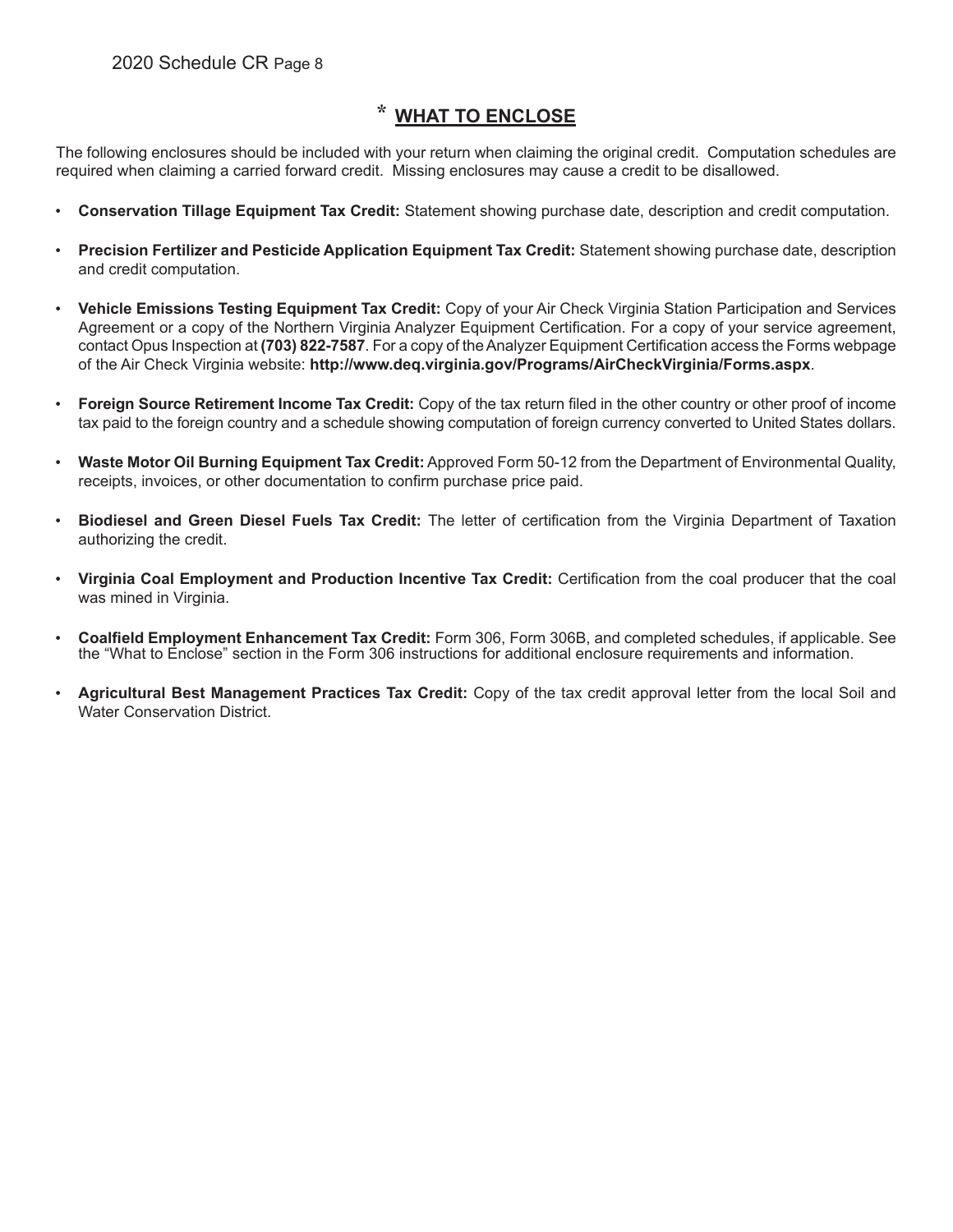## * WHAT TO ENCLOSE

The following enclosures should be included with your return when claiming the original credit. Computation schedules are required when claiming a carried forward credit. Missing enclosures may cause a credit to be disallowed.

- **Conservation Tillage Equipment Tax Credit:** Statement showing purchase date, description and credit computation.
- **Precision Fertilizer and Pesticide Application Equipment Tax Credit:** Statement showing purchase date, description and credit computation.
- **Vehicle Emissions Testing Equipment Tax Credit:** Copy of your Air Check Virginia Station Participation and Services Agreement or a copy of the Northern Virginia Analyzer Equipment Certification. For a copy of your service agreement, contact Opus Inspection at **(703) 822-7587**. For a copy of the Analyzer Equipment Certification access the Forms webpage of the Air Check Virginia website: **http://www.deq.virginia.gov/Programs/AirCheckVirginia/Forms.aspx**.
- **Foreign Source Retirement Income Tax Credit:** Copy of the tax return filed in the other country or other proof of income tax paid to the foreign country and a schedule showing computation of foreign currency converted to United States dollars.
- **Waste Motor Oil Burning Equipment Tax Credit:** Approved Form 50-12 from the Department of Environmental Quality, receipts, invoices, or other documentation to confirm purchase price paid.
- **Biodiesel and Green Diesel Fuels Tax Credit:** The letter of certification from the Virginia Department of Taxation authorizing the credit.
- **Virginia Coal Employment and Production Incentive Tax Credit:** Certification from the coal producer that the coal was mined in Virginia.
- **Coalfield Employment Enhancement Tax Credit:** Form 306, Form 306B, and completed schedules, if applicable. See the "What to Enclose" section in the Form 306 instructions for additional enclosure requirements and information.
- **Agricultural Best Management Practices Tax Credit:** Copy of the tax credit approval letter from the local Soil and Water Conservation District.